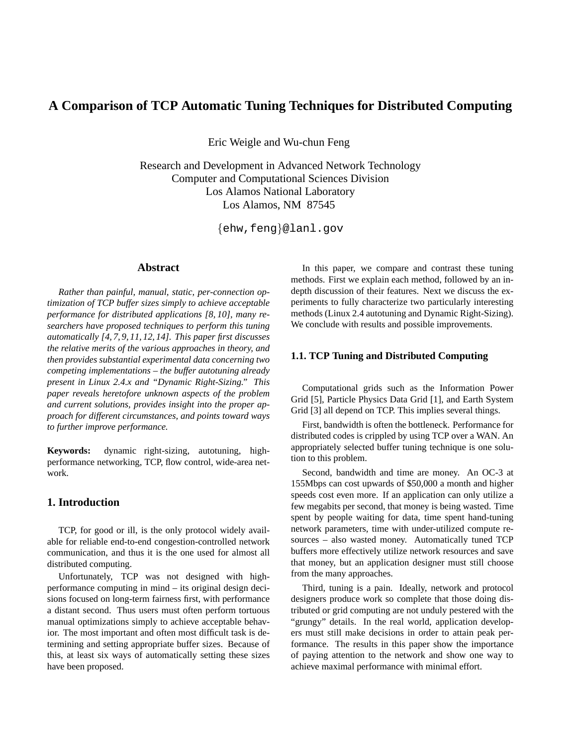# A Comparison of TCP Automatic Tuning Techniques for Distributed Computing

Eric Weigle and Wu-chun Feng

Research and Development in Advanced Network Technology
Computer and Computational Sciences Division
Los Alamos National Laboratory
Los Alamos, NM 87545

{ehw,feng}@lanl.gov

## Abstract

*Rather than painful, manual, static, per-connection optimization of TCP buffer sizes simply to achieve acceptable performance for distributed applications [8, 10], many researchers have proposed techniques to perform this tuning automatically [4, 7, 9, 11, 12, 14]. This paper first discusses the relative merits of the various approaches in theory, and then provides substantial experimental data concerning two competing implementations – the buffer autotuning already present in Linux 2.4.x and "Dynamic Right-Sizing." This paper reveals heretofore unknown aspects of the problem and current solutions, provides insight into the proper approach for different circumstances, and points toward ways to further improve performance.*

**Keywords:** dynamic right-sizing, autotuning, high-performance networking, TCP, flow control, wide-area network.

## 1. Introduction

TCP, for good or ill, is the only protocol widely available for reliable end-to-end congestion-controlled network communication, and thus it is the one used for almost all distributed computing.

Unfortunately, TCP was not designed with high-performance computing in mind – its original design decisions focused on long-term fairness first, with performance a distant second. Thus users must often perform tortuous manual optimizations simply to achieve acceptable behavior. The most important and often most difficult task is determining and setting appropriate buffer sizes. Because of this, at least six ways of automatically setting these sizes have been proposed.

In this paper, we compare and contrast these tuning methods. First we explain each method, followed by an in-depth discussion of their features. Next we discuss the experiments to fully characterize two particularly interesting methods (Linux 2.4 autotuning and Dynamic Right-Sizing). We conclude with results and possible improvements.

### 1.1. TCP Tuning and Distributed Computing

Computational grids such as the Information Power Grid [5], Particle Physics Data Grid [1], and Earth System Grid [3] all depend on TCP. This implies several things.

First, bandwidth is often the bottleneck. Performance for distributed codes is crippled by using TCP over a WAN. An appropriately selected buffer tuning technique is one solution to this problem.

Second, bandwidth and time are money. An OC-3 at 155Mbps can cost upwards of $50,000 a month and higher speeds cost even more. If an application can only utilize a few megabits per second, that money is being wasted. Time spent by people waiting for data, time spent hand-tuning network parameters, time with under-utilized compute resources – also wasted money. Automatically tuned TCP buffers more effectively utilize network resources and save that money, but an application designer must still choose from the many approaches.

Third, tuning is a pain. Ideally, network and protocol designers produce work so complete that those doing distributed or grid computing are not unduly pestered with the "grungy" details. In the real world, application developers must still make decisions in order to attain peak performance. The results in this paper show the importance of paying attention to the network and show one way to achieve maximal performance with minimal effort.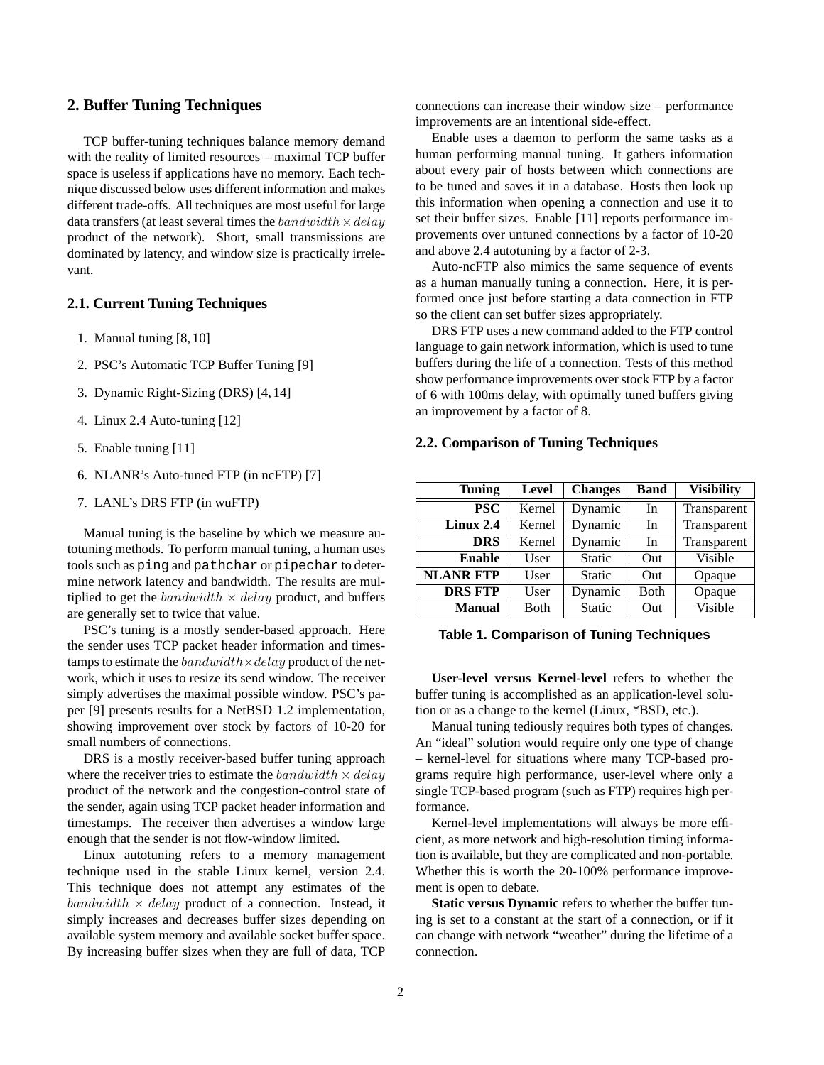## 2. Buffer Tuning Techniques

TCP buffer-tuning techniques balance memory demand with the reality of limited resources – maximal TCP buffer space is useless if applications have no memory. Each technique discussed below uses different information and makes different trade-offs. All techniques are most useful for large data transfers (at least several times the $bandwidth \times delay$ product of the network). Short, small transmissions are dominated by latency, and window size is practically irrelevant.

### 2.1. Current Tuning Techniques

1. Manual tuning [8, 10]
2. PSC's Automatic TCP Buffer Tuning [9]
3. Dynamic Right-Sizing (DRS) [4, 14]
4. Linux 2.4 Auto-tuning [12]
5. Enable tuning [11]
6. NLANR's Auto-tuned FTP (in ncFTP) [7]
7. LANL's DRS FTP (in wuFTP)

Manual tuning is the baseline by which we measure autotuning methods. To perform manual tuning, a human uses tools such as `ping` and `pathchar` or `pipechar` to determine network latency and bandwidth. The results are multiplied to get the $bandwidth \times delay$ product, and buffers are generally set to twice that value.

PSC's tuning is a mostly sender-based approach. Here the sender uses TCP packet header information and timestamps to estimate the $bandwidth \times delay$ product of the network, which it uses to resize its send window. The receiver simply advertises the maximal possible window. PSC's paper [9] presents results for a NetBSD 1.2 implementation, showing improvement over stock by factors of 10-20 for small numbers of connections.

DRS is a mostly receiver-based buffer tuning approach where the receiver tries to estimate the $bandwidth \times delay$ product of the network and the congestion-control state of the sender, again using TCP packet header information and timestamps. The receiver then advertises a window large enough that the sender is not flow-window limited.

Linux autotuning refers to a memory management technique used in the stable Linux kernel, version 2.4. This technique does not attempt any estimates of the $bandwidth \times delay$ product of a connection. Instead, it simply increases and decreases buffer sizes depending on available system memory and available socket buffer space. By increasing buffer sizes when they are full of data, TCP connections can increase their window size – performance improvements are an intentional side-effect.

Enable uses a daemon to perform the same tasks as a human performing manual tuning. It gathers information about every pair of hosts between which connections are to be tuned and saves it in a database. Hosts then look up this information when opening a connection and use it to set their buffer sizes. Enable [11] reports performance improvements over untuned connections by a factor of 10-20 and above 2.4 autotuning by a factor of 2-3.

Auto-ncFTP also mimics the same sequence of events as a human manually tuning a connection. Here, it is performed once just before starting a data connection in FTP so the client can set buffer sizes appropriately.

DRS FTP uses a new command added to the FTP control language to gain network information, which is used to tune buffers during the life of a connection. Tests of this method show performance improvements over stock FTP by a factor of 6 with 100ms delay, with optimally tuned buffers giving an improvement by a factor of 8.

### 2.2. Comparison of Tuning Techniques

| Tuning | Level | Changes | Band | Visibility |
|---|---|---|---|---|
| **PSC** | Kernel | Dynamic | In | Transparent |
| **Linux 2.4** | Kernel | Dynamic | In | Transparent |
| **DRS** | Kernel | Dynamic | In | Transparent |
| **Enable** | User | Static | Out | Visible |
| **NLANR FTP** | User | Static | Out | Opaque |
| **DRS FTP** | User | Dynamic | Both | Opaque |
| **Manual** | Both | Static | Out | Visible |

**Table 1. Comparison of Tuning Techniques**

**User-level versus Kernel-level** refers to whether the buffer tuning is accomplished as an application-level solution or as a change to the kernel (Linux, *BSD, etc.).

Manual tuning tediously requires both types of changes. An "ideal" solution would require only one type of change – kernel-level for situations where many TCP-based programs require high performance, user-level where only a single TCP-based program (such as FTP) requires high performance.

Kernel-level implementations will always be more efficient, as more network and high-resolution timing information is available, but they are complicated and non-portable. Whether this is worth the 20-100% performance improvement is open to debate.

**Static versus Dynamic** refers to whether the buffer tuning is set to a constant at the start of a connection, or if it can change with network "weather" during the lifetime of a connection.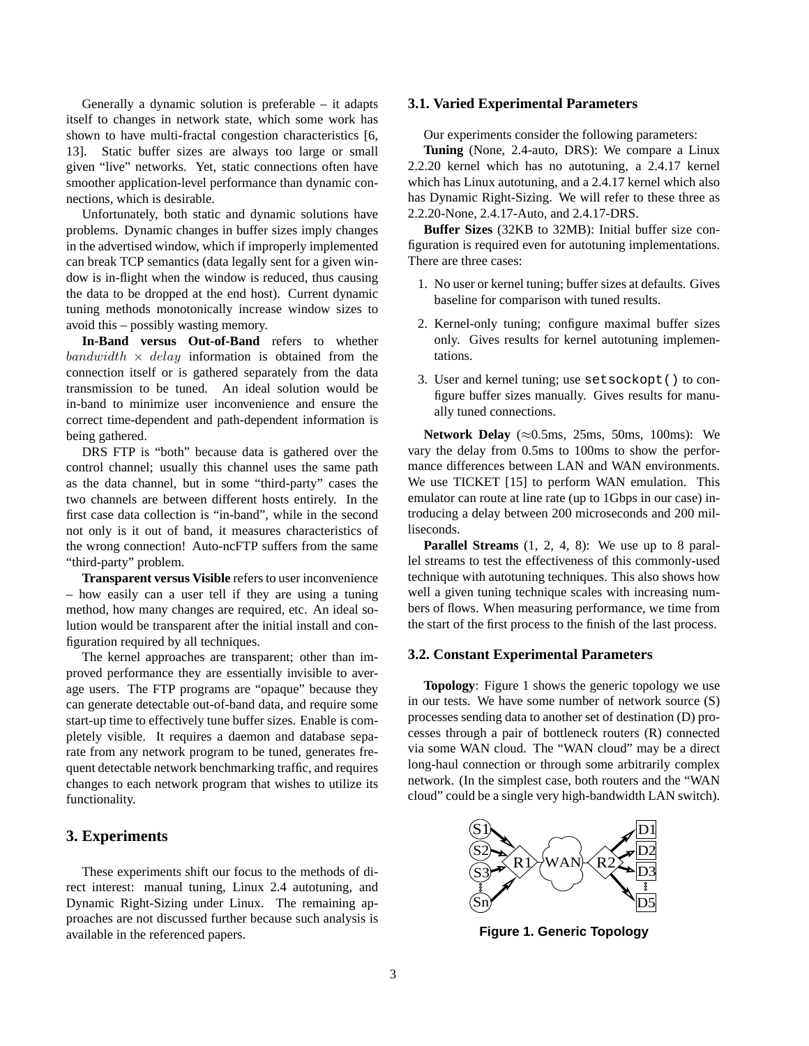Generally a dynamic solution is preferable – it adapts itself to changes in network state, which some work has shown to have multi-fractal congestion characteristics [6, 13]. Static buffer sizes are always too large or small given “live” networks. Yet, static connections often have smoother application-level performance than dynamic connections, which is desirable.

Unfortunately, both static and dynamic solutions have problems. Dynamic changes in buffer sizes imply changes in the advertised window, which if improperly implemented can break TCP semantics (data legally sent for a given window is in-flight when the window is reduced, thus causing the data to be dropped at the end host). Current dynamic tuning methods monotonically increase window sizes to avoid this – possibly wasting memory.

**In-Band versus Out-of-Band** refers to whether $bandwidth \times delay$ information is obtained from the connection itself or is gathered separately from the data transmission to be tuned. An ideal solution would be in-band to minimize user inconvenience and ensure the correct time-dependent and path-dependent information is being gathered.

DRS FTP is “both” because data is gathered over the control channel; usually this channel uses the same path as the data channel, but in some “third-party” cases the two channels are between different hosts entirely. In the first case data collection is “in-band”, while in the second not only is it out of band, it measures characteristics of the wrong connection! Auto-ncFTP suffers from the same “third-party” problem.

**Transparent versus Visible** refers to user inconvenience – how easily can a user tell if they are using a tuning method, how many changes are required, etc. An ideal solution would be transparent after the initial install and configuration required by all techniques.

The kernel approaches are transparent; other than improved performance they are essentially invisible to average users. The FTP programs are “opaque” because they can generate detectable out-of-band data, and require some start-up time to effectively tune buffer sizes. Enable is completely visible. It requires a daemon and database separate from any network program to be tuned, generates frequent detectable network benchmarking traffic, and requires changes to each network program that wishes to utilize its functionality.

## 3. Experiments

These experiments shift our focus to the methods of direct interest: manual tuning, Linux 2.4 autotuning, and Dynamic Right-Sizing under Linux. The remaining approaches are not discussed further because such analysis is available in the referenced papers.

### 3.1. Varied Experimental Parameters

Our experiments consider the following parameters:

**Tuning** (None, 2.4-auto, DRS): We compare a Linux 2.2.20 kernel which has no autotuning, a 2.4.17 kernel which has Linux autotuning, and a 2.4.17 kernel which also has Dynamic Right-Sizing. We will refer to these three as 2.2.20-None, 2.4.17-Auto, and 2.4.17-DRS.

**Buffer Sizes** (32KB to 32MB): Initial buffer size configuration is required even for autotuning implementations. There are three cases:

1. No user or kernel tuning; buffer sizes at defaults. Gives baseline for comparison with tuned results.
2. Kernel-only tuning; configure maximal buffer sizes only. Gives results for kernel autotuning implementations.
3. User and kernel tuning; use `setsockopt()` to configure buffer sizes manually. Gives results for manually tuned connections.

**Network Delay** ($\approx$0.5ms, 25ms, 50ms, 100ms): We vary the delay from 0.5ms to 100ms to show the performance differences between LAN and WAN environments. We use TICKET [15] to perform WAN emulation. This emulator can route at line rate (up to 1Gbps in our case) introducing a delay between 200 microseconds and 200 milliseconds.

**Parallel Streams** (1, 2, 4, 8): We use up to 8 parallel streams to test the effectiveness of this commonly-used technique with autotuning techniques. This also shows how well a given tuning technique scales with increasing numbers of flows. When measuring performance, we time from the start of the first process to the finish of the last process.

### 3.2. Constant Experimental Parameters

**Topology**: Figure 1 shows the generic topology we use in our tests. We have some number of network source (S) processes sending data to another set of destination (D) processes through a pair of bottleneck routers (R) connected via some WAN cloud. The “WAN cloud” may be a direct long-haul connection or through some arbitrarily complex network. (In the simplest case, both routers and the “WAN cloud” could be a single very high-bandwidth LAN switch).

S1
S2
S3
Sn
R1
WAN
R2
D1
D2
D3
D5

**Figure 1. Generic Topology**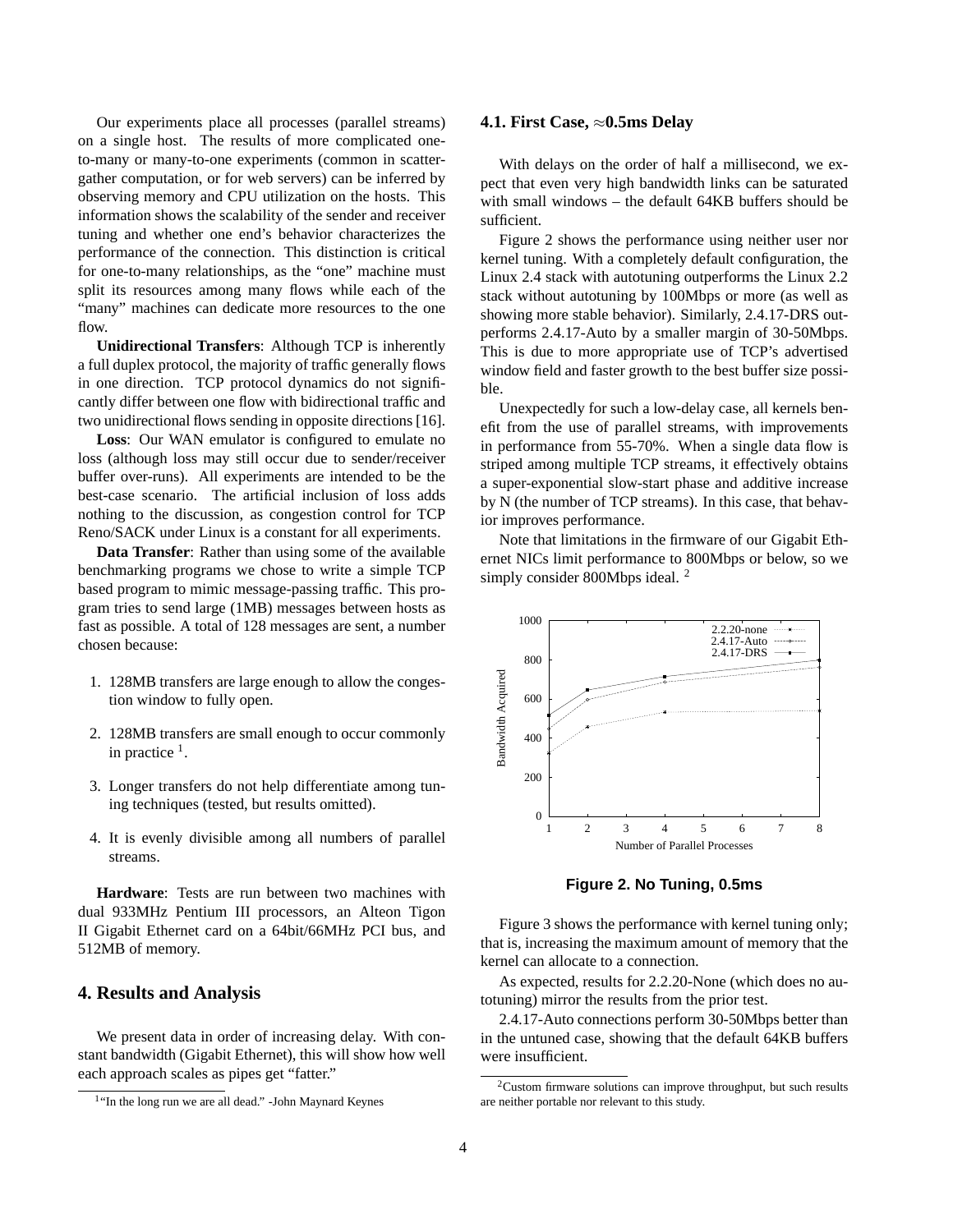Our experiments place all processes (parallel streams) on a single host. The results of more complicated one-to-many or many-to-one experiments (common in scatter-gather computation, or for web servers) can be inferred by observing memory and CPU utilization on the hosts. This information shows the scalability of the sender and receiver tuning and whether one end's behavior characterizes the performance of the connection. This distinction is critical for one-to-many relationships, as the "one" machine must split its resources among many flows while each of the "many" machines can dedicate more resources to the one flow.

**Unidirectional Transfers**: Although TCP is inherently a full duplex protocol, the majority of traffic generally flows in one direction. TCP protocol dynamics do not significantly differ between one flow with bidirectional traffic and two unidirectional flows sending in opposite directions [16].

**Loss**: Our WAN emulator is configured to emulate no loss (although loss may still occur due to sender/receiver buffer over-runs). All experiments are intended to be the best-case scenario. The artificial inclusion of loss adds nothing to the discussion, as congestion control for TCP Reno/SACK under Linux is a constant for all experiments.

**Data Transfer**: Rather than using some of the available benchmarking programs we chose to write a simple TCP based program to mimic message-passing traffic. This program tries to send large (1MB) messages between hosts as fast as possible. A total of 128 messages are sent, a number chosen because:

1. 128MB transfers are large enough to allow the congestion window to fully open.
2. 128MB transfers are small enough to occur commonly in practice [1].
3. Longer transfers do not help differentiate among tuning techniques (tested, but results omitted).
4. It is evenly divisible among all numbers of parallel streams.

**Hardware**: Tests are run between two machines with dual 933MHz Pentium III processors, an Alteon Tigon II Gigabit Ethernet card on a 64bit/66MHz PCI bus, and 512MB of memory.

## 4. Results and Analysis

We present data in order of increasing delay. With constant bandwidth (Gigabit Ethernet), this will show how well each approach scales as pipes get "fatter."

[1] "In the long run we are all dead." -John Maynard Keynes

### 4.1. First Case, ≈0.5ms Delay

With delays on the order of half a millisecond, we expect that even very high bandwidth links can be saturated with small windows – the default 64KB buffers should be sufficient.

Figure 2 shows the performance using neither user nor kernel tuning. With a completely default configuration, the Linux 2.4 stack with autotuning outperforms the Linux 2.2 stack without autotuning by 100Mbps or more (as well as showing more stable behavior). Similarly, 2.4.17-DRS outperforms 2.4.17-Auto by a smaller margin of 30-50Mbps. This is due to more appropriate use of TCP's advertised window field and faster growth to the best buffer size possible.

Unexpectedly for such a low-delay case, all kernels benefit from the use of parallel streams, with improvements in performance from 55-70%. When a single data flow is striped among multiple TCP streams, it effectively obtains a super-exponential slow-start phase and additive increase by N (the number of TCP streams). In this case, that behavior improves performance.

Note that limitations in the firmware of our Gigabit Ethernet NICs limit performance to 800Mbps or below, so we simply consider 800Mbps ideal. [2]

**Figure 2. No Tuning, 0.5ms**

Figure 3 shows the performance with kernel tuning only; that is, increasing the maximum amount of memory that the kernel can allocate to a connection.

As expected, results for 2.2.20-None (which does no autotuning) mirror the results from the prior test.

2.4.17-Auto connections perform 30-50Mbps better than in the untuned case, showing that the default 64KB buffers were insufficient.

[2] Custom firmware solutions can improve throughput, but such results are neither portable nor relevant to this study.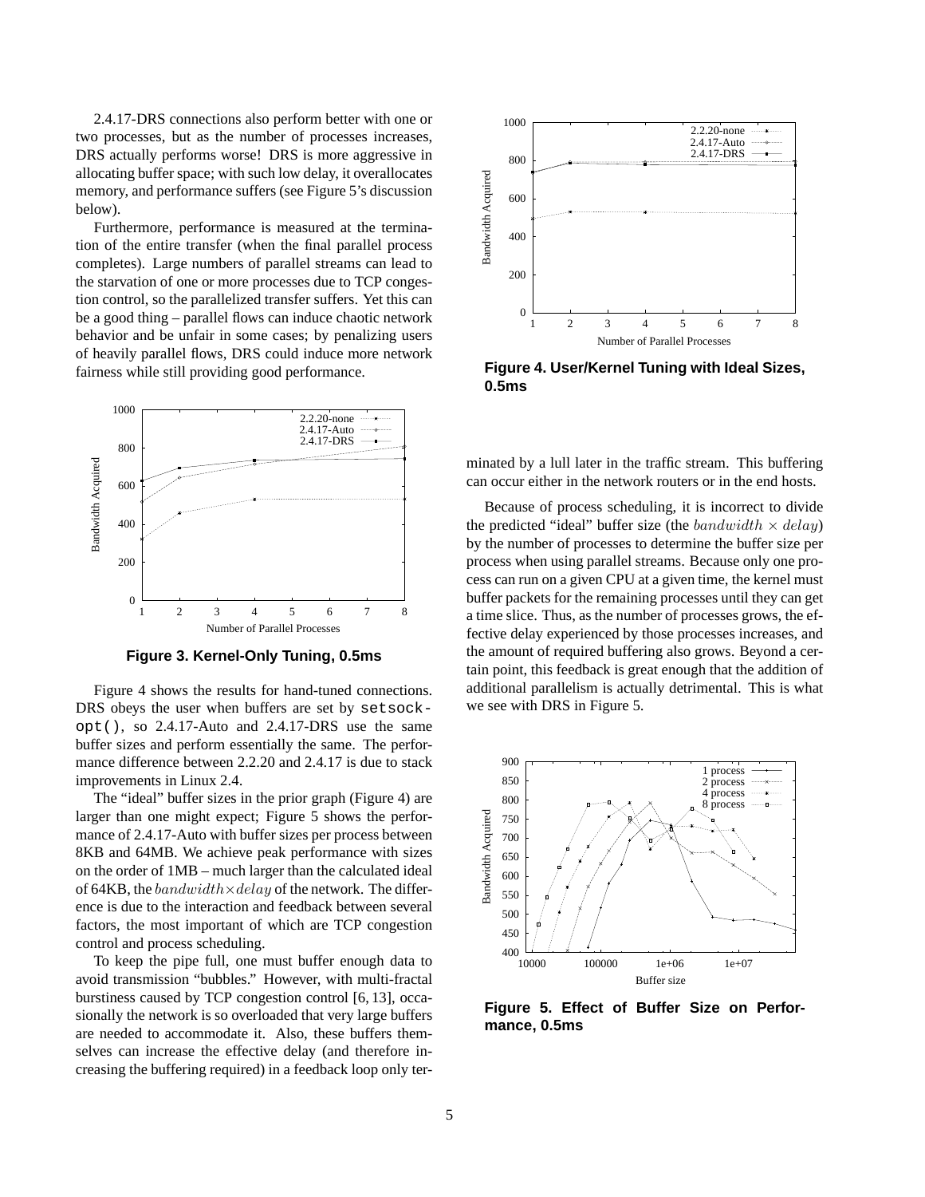2.4.17-DRS connections also perform better with one or two processes, but as the number of processes increases, DRS actually performs worse! DRS is more aggressive in allocating buffer space; with such low delay, it overallocates memory, and performance suffers (see Figure 5's discussion below).

Furthermore, performance is measured at the termination of the entire transfer (when the final parallel process completes). Large numbers of parallel streams can lead to the starvation of one or more processes due to TCP congestion control, so the parallelized transfer suffers. Yet this can be a good thing – parallel flows can induce chaotic network behavior and be unfair in some cases; by penalizing users of heavily parallel flows, DRS could induce more network fairness while still providing good performance.

**Figure 3. Kernel-Only Tuning, 0.5ms**

Figure 4 shows the results for hand-tuned connections. DRS obeys the user when buffers are set by `setsockopt()`, so 2.4.17-Auto and 2.4.17-DRS use the same buffer sizes and perform essentially the same. The performance difference between 2.2.20 and 2.4.17 is due to stack improvements in Linux 2.4.

The "ideal" buffer sizes in the prior graph (Figure 4) are larger than one might expect; Figure 5 shows the performance of 2.4.17-Auto with buffer sizes per process between 8KB and 64MB. We achieve peak performance with sizes on the order of 1MB – much larger than the calculated ideal of 64KB, the $bandwidth \times delay$ of the network. The difference is due to the interaction and feedback between several factors, the most important of which are TCP congestion control and process scheduling.

To keep the pipe full, one must buffer enough data to avoid transmission "bubbles." However, with multi-fractal burstiness caused by TCP congestion control [6, 13], occasionally the network is so overloaded that very large buffers are needed to accommodate it. Also, these buffers themselves can increase the effective delay (and therefore increasing the buffering required) in a feedback loop only terminated by a lull later in the traffic stream. This buffering can occur either in the network routers or in the end hosts.

**Figure 4. User/Kernel Tuning with Ideal Sizes, 0.5ms**

Because of process scheduling, it is incorrect to divide the predicted "ideal" buffer size (the $bandwidth \times delay$) by the number of processes to determine the buffer size per process when using parallel streams. Because only one process can run on a given CPU at a given time, the kernel must buffer packets for the remaining processes until they can get a time slice. Thus, as the number of processes grows, the effective delay experienced by those processes increases, and the amount of required buffering also grows. Beyond a certain point, this feedback is great enough that the addition of additional parallelism is actually detrimental. This is what we see with DRS in Figure 5.

**Figure 5. Effect of Buffer Size on Performance, 0.5ms**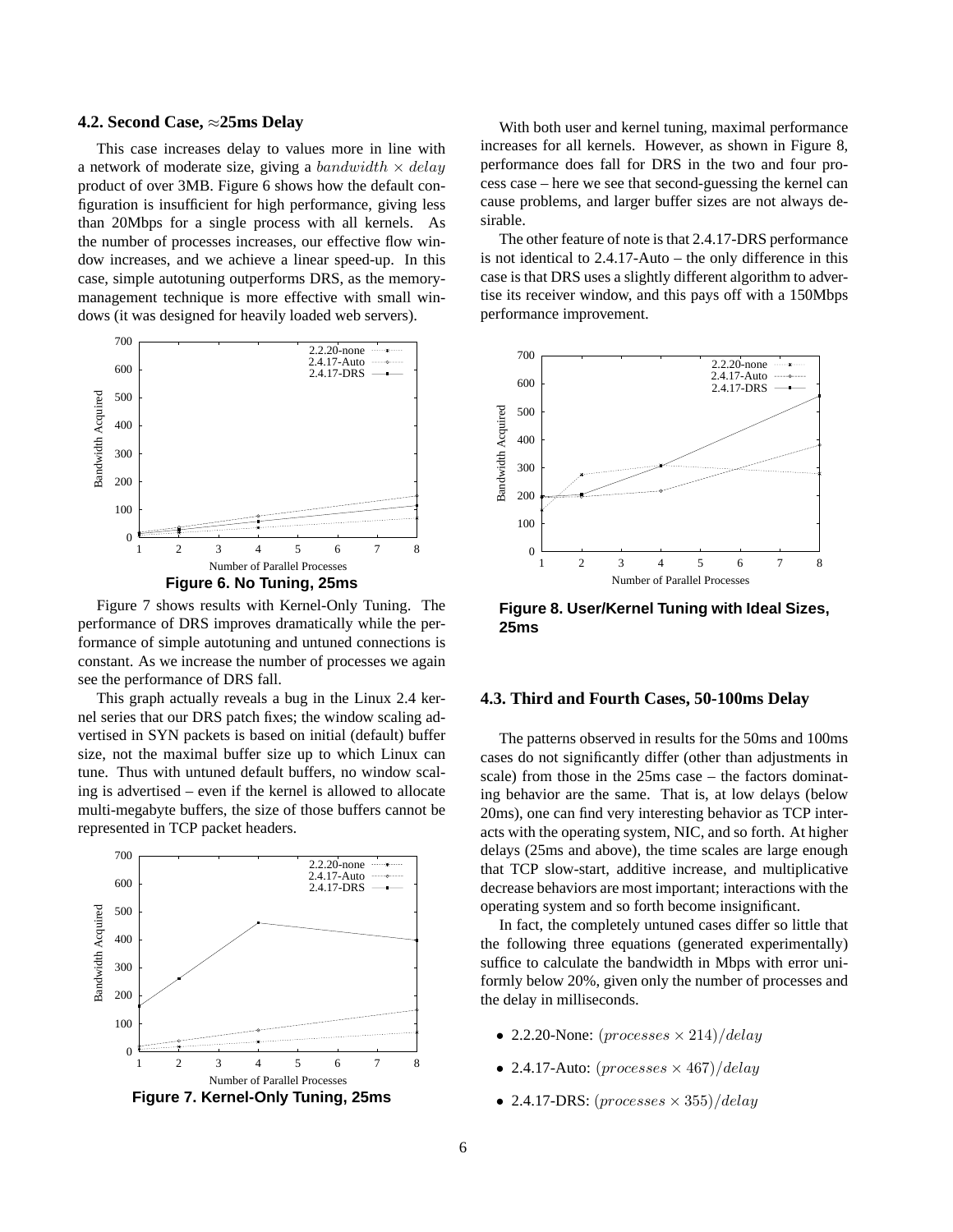### 4.2. Second Case, ≈25ms Delay

This case increases delay to values more in line with a network of moderate size, giving a $bandwidth \times delay$ product of over 3MB. Figure 6 shows how the default configuration is insufficient for high performance, giving less than 20Mbps for a single process with all kernels. As the number of processes increases, our effective flow window increases, and we achieve a linear speed-up. In this case, simple autotuning outperforms DRS, as the memory-management technique is more effective with small windows (it was designed for heavily loaded web servers).

**Figure 6. No Tuning, 25ms**

Figure 7 shows results with Kernel-Only Tuning. The performance of DRS improves dramatically while the performance of simple autotuning and untuned connections is constant. As we increase the number of processes we again see the performance of DRS fall.

This graph actually reveals a bug in the Linux 2.4 kernel series that our DRS patch fixes; the window scaling advertised in SYN packets is based on initial (default) buffer size, not the maximal buffer size up to which Linux can tune. Thus with untuned default buffers, no window scaling is advertised – even if the kernel is allowed to allocate multi-megabyte buffers, the size of those buffers cannot be represented in TCP packet headers.

**Figure 7. Kernel-Only Tuning, 25ms**

With both user and kernel tuning, maximal performance increases for all kernels. However, as shown in Figure 8, performance does fall for DRS in the two and four process case – here we see that second-guessing the kernel can cause problems, and larger buffer sizes are not always desirable.

The other feature of note is that 2.4.17-DRS performance is not identical to 2.4.17-Auto – the only difference in this case is that DRS uses a slightly different algorithm to advertise its receiver window, and this pays off with a 150Mbps performance improvement.

**Figure 8. User/Kernel Tuning with Ideal Sizes, 25ms**

### 4.3. Third and Fourth Cases, 50-100ms Delay

The patterns observed in results for the 50ms and 100ms cases do not significantly differ (other than adjustments in scale) from those in the 25ms case – the factors dominating behavior are the same. That is, at low delays (below 20ms), one can find very interesting behavior as TCP interacts with the operating system, NIC, and so forth. At higher delays (25ms and above), the time scales are large enough that TCP slow-start, additive increase, and multiplicative decrease behaviors are most important; interactions with the operating system and so forth become insignificant.

In fact, the completely untuned cases differ so little that the following three equations (generated experimentally) suffice to calculate the bandwidth in Mbps with error uniformly below 20%, given only the number of processes and the delay in milliseconds.

- 2.2.20-None: $(processes \times 214)/delay$
- 2.4.17-Auto: $(processes \times 467)/delay$
- 2.4.17-DRS: $(processes \times 355)/delay$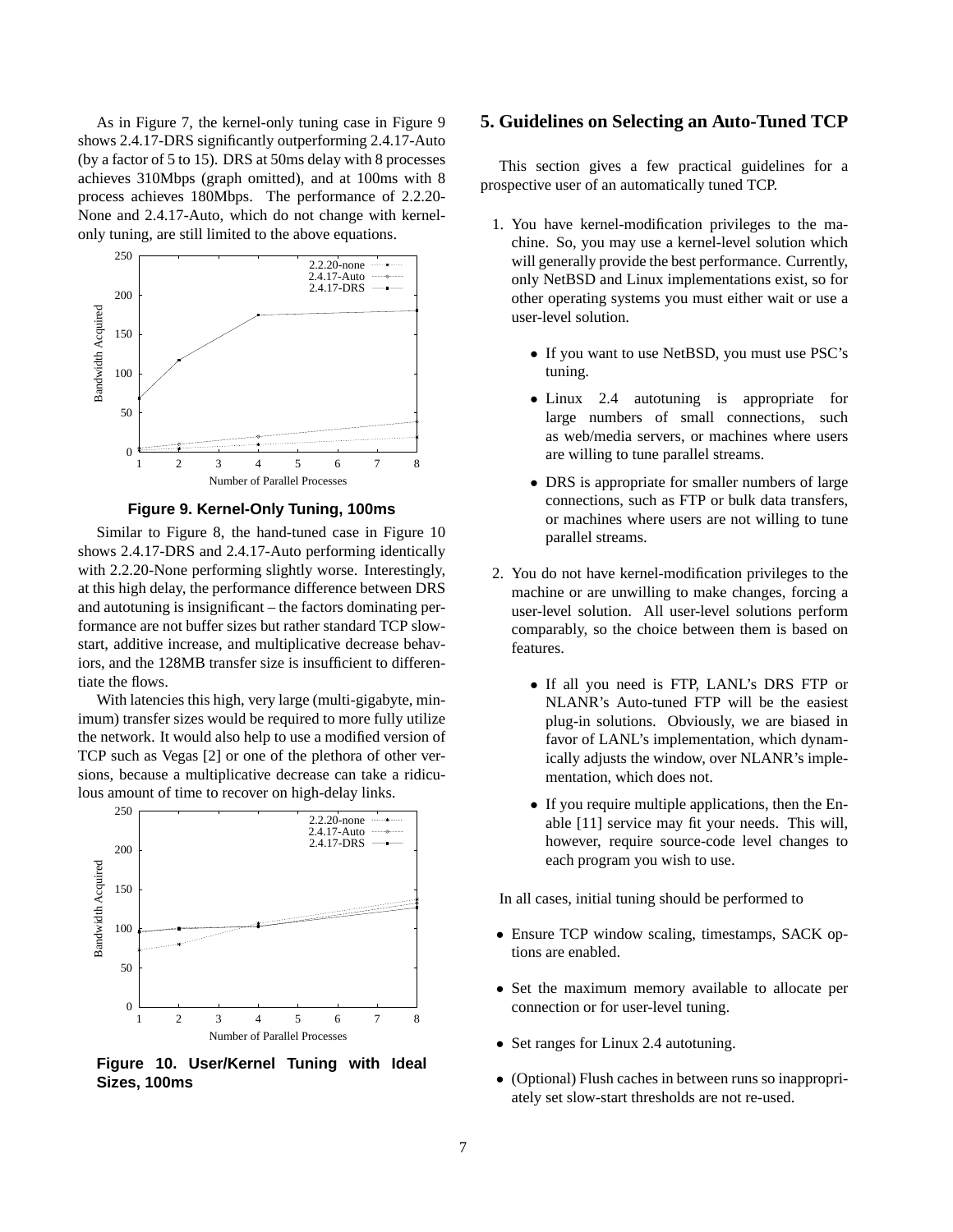As in Figure 7, the kernel-only tuning case in Figure 9 shows 2.4.17-DRS significantly outperforming 2.4.17-Auto (by a factor of 5 to 15). DRS at 50ms delay with 8 processes achieves 310Mbps (graph omitted), and at 100ms with 8 process achieves 180Mbps. The performance of 2.2.20-None and 2.4.17-Auto, which do not change with kernel-only tuning, are still limited to the above equations.

**Figure 9. Kernel-Only Tuning, 100ms**

Similar to Figure 8, the hand-tuned case in Figure 10 shows 2.4.17-DRS and 2.4.17-Auto performing identically with 2.2.20-None performing slightly worse. Interestingly, at this high delay, the performance difference between DRS and autotuning is insignificant – the factors dominating performance are not buffer sizes but rather standard TCP slow-start, additive increase, and multiplicative decrease behaviors, and the 128MB transfer size is insufficient to differentiate the flows.

With latencies this high, very large (multi-gigabyte, minimum) transfer sizes would be required to more fully utilize the network. It would also help to use a modified version of TCP such as Vegas [2] or one of the plethora of other versions, because a multiplicative decrease can take a ridiculous amount of time to recover on high-delay links.

**Figure 10. User/Kernel Tuning with Ideal Sizes, 100ms**

## 5. Guidelines on Selecting an Auto-Tuned TCP

This section gives a few practical guidelines for a prospective user of an automatically tuned TCP.

1. You have kernel-modification privileges to the machine. So, you may use a kernel-level solution which will generally provide the best performance. Currently, only NetBSD and Linux implementations exist, so for other operating systems you must either wait or use a user-level solution.

   - If you want to use NetBSD, you must use PSC's tuning.
   - Linux 2.4 autotuning is appropriate for large numbers of small connections, such as web/media servers, or machines where users are willing to tune parallel streams.
   - DRS is appropriate for smaller numbers of large connections, such as FTP or bulk data transfers, or machines where users are not willing to tune parallel streams.

2. You do not have kernel-modification privileges to the machine or are unwilling to make changes, forcing a user-level solution. All user-level solutions perform comparably, so the choice between them is based on features.

   - If all you need is FTP, LANL's DRS FTP or NLANR's Auto-tuned FTP will be the easiest plug-in solutions. Obviously, we are biased in favor of LANL's implementation, which dynamically adjusts the window, over NLANR's implementation, which does not.
   - If you require multiple applications, then the Enable [11] service may fit your needs. This will, however, require source-code level changes to each program you wish to use.

In all cases, initial tuning should be performed to

- Ensure TCP window scaling, timestamps, SACK options are enabled.
- Set the maximum memory available to allocate per connection or for user-level tuning.
- Set ranges for Linux 2.4 autotuning.
- (Optional) Flush caches in between runs so inappropriately set slow-start thresholds are not re-used.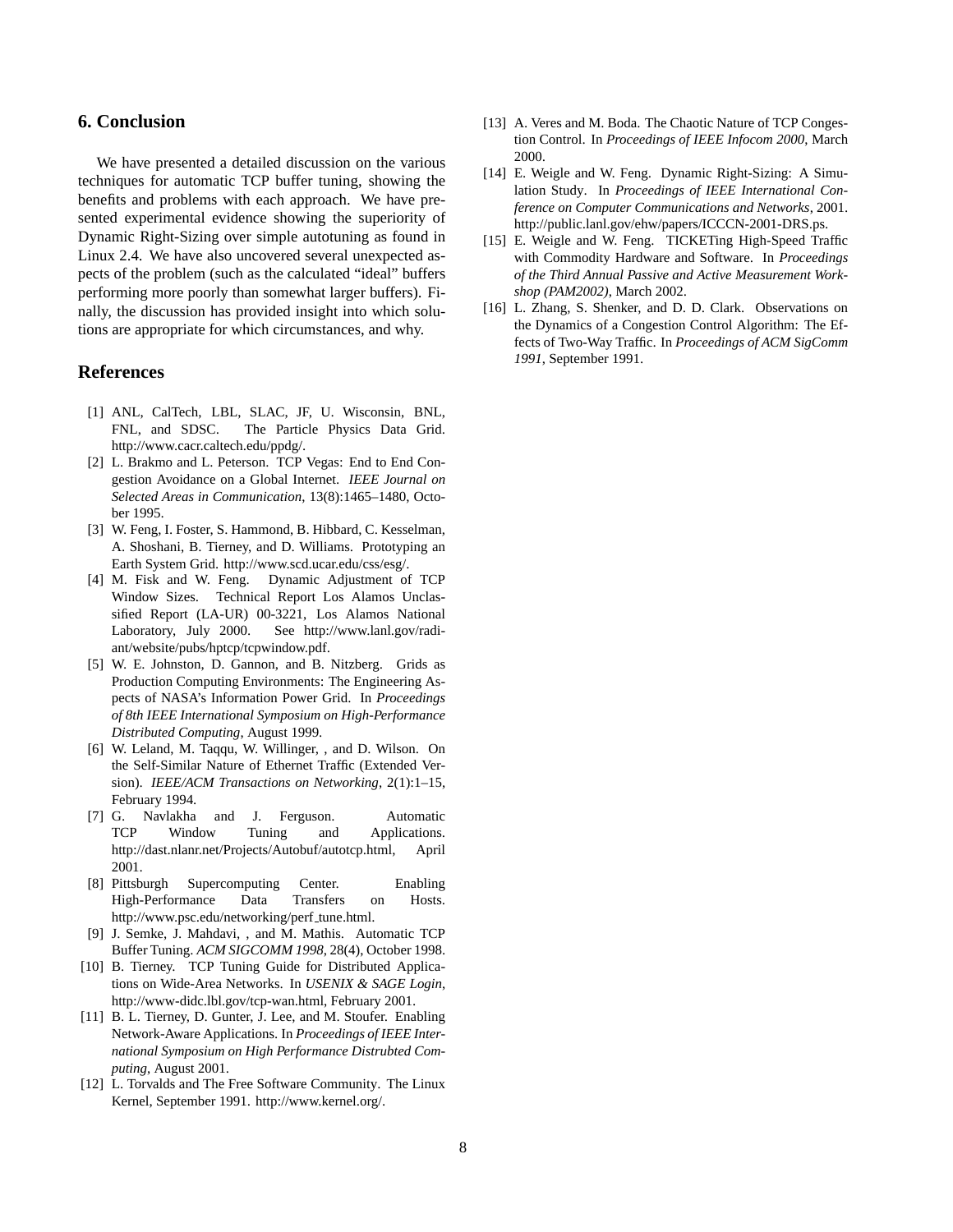## 6. Conclusion

We have presented a detailed discussion on the various techniques for automatic TCP buffer tuning, showing the benefits and problems with each approach. We have presented experimental evidence showing the superiority of Dynamic Right-Sizing over simple autotuning as found in Linux 2.4. We have also uncovered several unexpected aspects of the problem (such as the calculated "ideal" buffers performing more poorly than somewhat larger buffers). Finally, the discussion has provided insight into which solutions are appropriate for which circumstances, and why.

## References

[1] ANL, CalTech, LBL, SLAC, JF, U. Wisconsin, BNL, FNL, and SDSC. The Particle Physics Data Grid. http://www.cacr.caltech.edu/ppdg/.

[2] L. Brakmo and L. Peterson. TCP Vegas: End to End Congestion Avoidance on a Global Internet. *IEEE Journal on Selected Areas in Communication*, 13(8):1465–1480, October 1995.

[3] W. Feng, I. Foster, S. Hammond, B. Hibbard, C. Kesselman, A. Shoshani, B. Tierney, and D. Williams. Prototyping an Earth System Grid. http://www.scd.ucar.edu/css/esg/.

[4] M. Fisk and W. Feng. Dynamic Adjustment of TCP Window Sizes. Technical Report Los Alamos Unclassified Report (LA-UR) 00-3221, Los Alamos National Laboratory, July 2000. See http://www.lanl.gov/radiant/website/pubs/hptcp/tcpwindow.pdf.

[5] W. E. Johnston, D. Gannon, and B. Nitzberg. Grids as Production Computing Environments: The Engineering Aspects of NASA's Information Power Grid. In *Proceedings of 8th IEEE International Symposium on High-Performance Distributed Computing*, August 1999.

[6] W. Leland, M. Taqqu, W. Willinger, , and D. Wilson. On the Self-Similar Nature of Ethernet Traffic (Extended Version). *IEEE/ACM Transactions on Networking*, 2(1):1–15, February 1994.

[7] G. Navlakha and J. Ferguson. Automatic TCP Window Tuning and Applications. http://dast.nlanr.net/Projects/Autobuf/autotcp.html, April 2001.

[8] Pittsburgh Supercomputing Center. Enabling High-Performance Data Transfers on Hosts. http://www.psc.edu/networking/perf_tune.html.

[9] J. Semke, J. Mahdavi, , and M. Mathis. Automatic TCP Buffer Tuning. *ACM SIGCOMM 1998*, 28(4), October 1998.

[10] B. Tierney. TCP Tuning Guide for Distributed Applications on Wide-Area Networks. In *USENIX & SAGE Login*, http://www-didc.lbl.gov/tcp-wan.html, February 2001.

[11] B. L. Tierney, D. Gunter, J. Lee, and M. Stoufer. Enabling Network-Aware Applications. In *Proceedings of IEEE International Symposium on High Performance Distrubted Computing*, August 2001.

[12] L. Torvalds and The Free Software Community. The Linux Kernel, September 1991. http://www.kernel.org/.

[13] A. Veres and M. Boda. The Chaotic Nature of TCP Congestion Control. In *Proceedings of IEEE Infocom 2000*, March 2000.

[14] E. Weigle and W. Feng. Dynamic Right-Sizing: A Simulation Study. In *Proceedings of IEEE International Conference on Computer Communications and Networks*, 2001. http://public.lanl.gov/ehw/papers/ICCCN-2001-DRS.ps.

[15] E. Weigle and W. Feng. TICKETing High-Speed Traffic with Commodity Hardware and Software. In *Proceedings of the Third Annual Passive and Active Measurement Workshop (PAM2002)*, March 2002.

[16] L. Zhang, S. Shenker, and D. D. Clark. Observations on the Dynamics of a Congestion Control Algorithm: The Effects of Two-Way Traffic. In *Proceedings of ACM SigComm 1991*, September 1991.